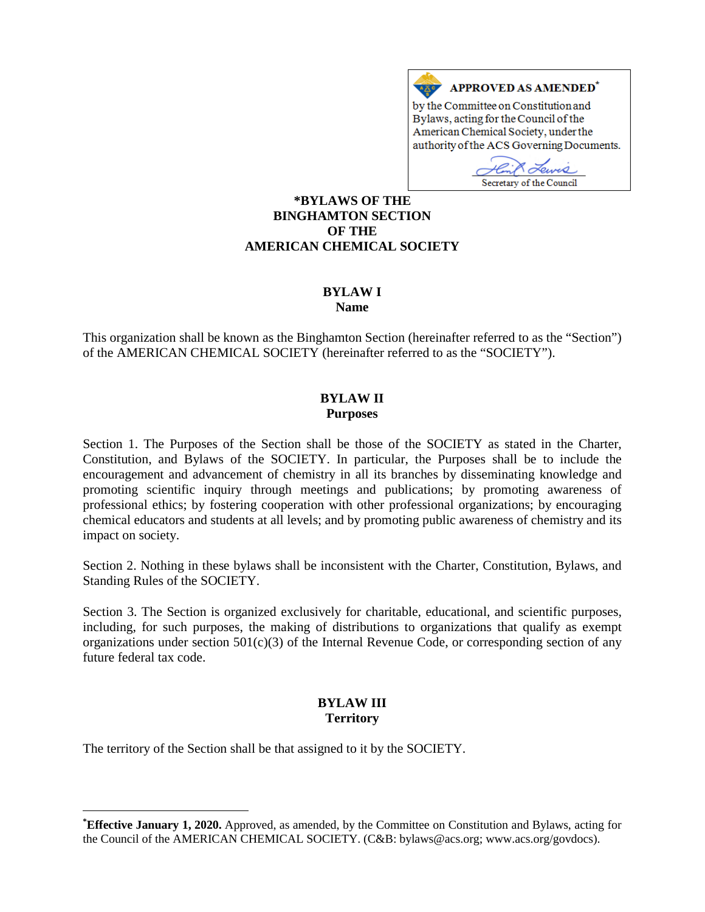**APPROVED AS AMENDED***

by the Committee on Constitution and Bylaws, acting for the Council of the American Chemical Society, under the authority of the ACS Governing Documents.

Secretary of the Council

# *BYLAWS OF THE BINGHAMTON SECTION OF THE AMERICAN CHEMICAL SOCIETY

## BYLAW I
## Name

This organization shall be known as the Binghamton Section (hereinafter referred to as the "Section") of the AMERICAN CHEMICAL SOCIETY (hereinafter referred to as the "SOCIETY").

## BYLAW II
## Purposes

Section 1. The Purposes of the Section shall be those of the SOCIETY as stated in the Charter, Constitution, and Bylaws of the SOCIETY. In particular, the Purposes shall be to include the encouragement and advancement of chemistry in all its branches by disseminating knowledge and promoting scientific inquiry through meetings and publications; by promoting awareness of professional ethics; by fostering cooperation with other professional organizations; by encouraging chemical educators and students at all levels; and by promoting public awareness of chemistry and its impact on society.

Section 2. Nothing in these bylaws shall be inconsistent with the Charter, Constitution, Bylaws, and Standing Rules of the SOCIETY.

Section 3. The Section is organized exclusively for charitable, educational, and scientific purposes, including, for such purposes, the making of distributions to organizations that qualify as exempt organizations under section 501(c)(3) of the Internal Revenue Code, or corresponding section of any future federal tax code.

## BYLAW III
## Territory

The territory of the Section shall be that assigned to it by the SOCIETY.

---

***Effective January 1, 2020.** Approved, as amended, by the Committee on Constitution and Bylaws, acting for the Council of the AMERICAN CHEMICAL SOCIETY. (C&B: bylaws@acs.org; www.acs.org/govdocs).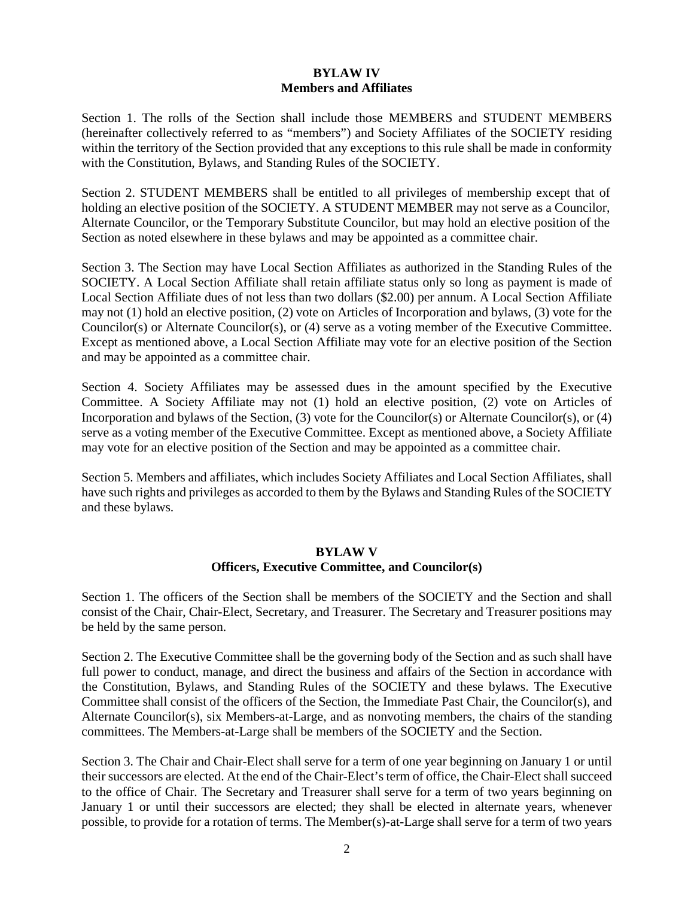## BYLAW IV
## Members and Affiliates

Section 1. The rolls of the Section shall include those MEMBERS and STUDENT MEMBERS (hereinafter collectively referred to as "members") and Society Affiliates of the SOCIETY residing within the territory of the Section provided that any exceptions to this rule shall be made in conformity with the Constitution, Bylaws, and Standing Rules of the SOCIETY.

Section 2. STUDENT MEMBERS shall be entitled to all privileges of membership except that of holding an elective position of the SOCIETY. A STUDENT MEMBER may not serve as a Councilor, Alternate Councilor, or the Temporary Substitute Councilor, but may hold an elective position of the Section as noted elsewhere in these bylaws and may be appointed as a committee chair.

Section 3. The Section may have Local Section Affiliates as authorized in the Standing Rules of the SOCIETY. A Local Section Affiliate shall retain affiliate status only so long as payment is made of Local Section Affiliate dues of not less than two dollars ($2.00) per annum. A Local Section Affiliate may not (1) hold an elective position, (2) vote on Articles of Incorporation and bylaws, (3) vote for the Councilor(s) or Alternate Councilor(s), or (4) serve as a voting member of the Executive Committee. Except as mentioned above, a Local Section Affiliate may vote for an elective position of the Section and may be appointed as a committee chair.

Section 4. Society Affiliates may be assessed dues in the amount specified by the Executive Committee. A Society Affiliate may not (1) hold an elective position, (2) vote on Articles of Incorporation and bylaws of the Section, (3) vote for the Councilor(s) or Alternate Councilor(s), or (4) serve as a voting member of the Executive Committee. Except as mentioned above, a Society Affiliate may vote for an elective position of the Section and may be appointed as a committee chair.

Section 5. Members and affiliates, which includes Society Affiliates and Local Section Affiliates, shall have such rights and privileges as accorded to them by the Bylaws and Standing Rules of the SOCIETY and these bylaws.

## BYLAW V
## Officers, Executive Committee, and Councilor(s)

Section 1. The officers of the Section shall be members of the SOCIETY and the Section and shall consist of the Chair, Chair-Elect, Secretary, and Treasurer. The Secretary and Treasurer positions may be held by the same person.

Section 2. The Executive Committee shall be the governing body of the Section and as such shall have full power to conduct, manage, and direct the business and affairs of the Section in accordance with the Constitution, Bylaws, and Standing Rules of the SOCIETY and these bylaws. The Executive Committee shall consist of the officers of the Section, the Immediate Past Chair, the Councilor(s), and Alternate Councilor(s), six Members-at-Large, and as nonvoting members, the chairs of the standing committees. The Members-at-Large shall be members of the SOCIETY and the Section.

Section 3. The Chair and Chair-Elect shall serve for a term of one year beginning on January 1 or until their successors are elected. At the end of the Chair-Elect's term of office, the Chair-Elect shall succeed to the office of Chair. The Secretary and Treasurer shall serve for a term of two years beginning on January 1 or until their successors are elected; they shall be elected in alternate years, whenever possible, to provide for a rotation of terms. The Member(s)-at-Large shall serve for a term of two years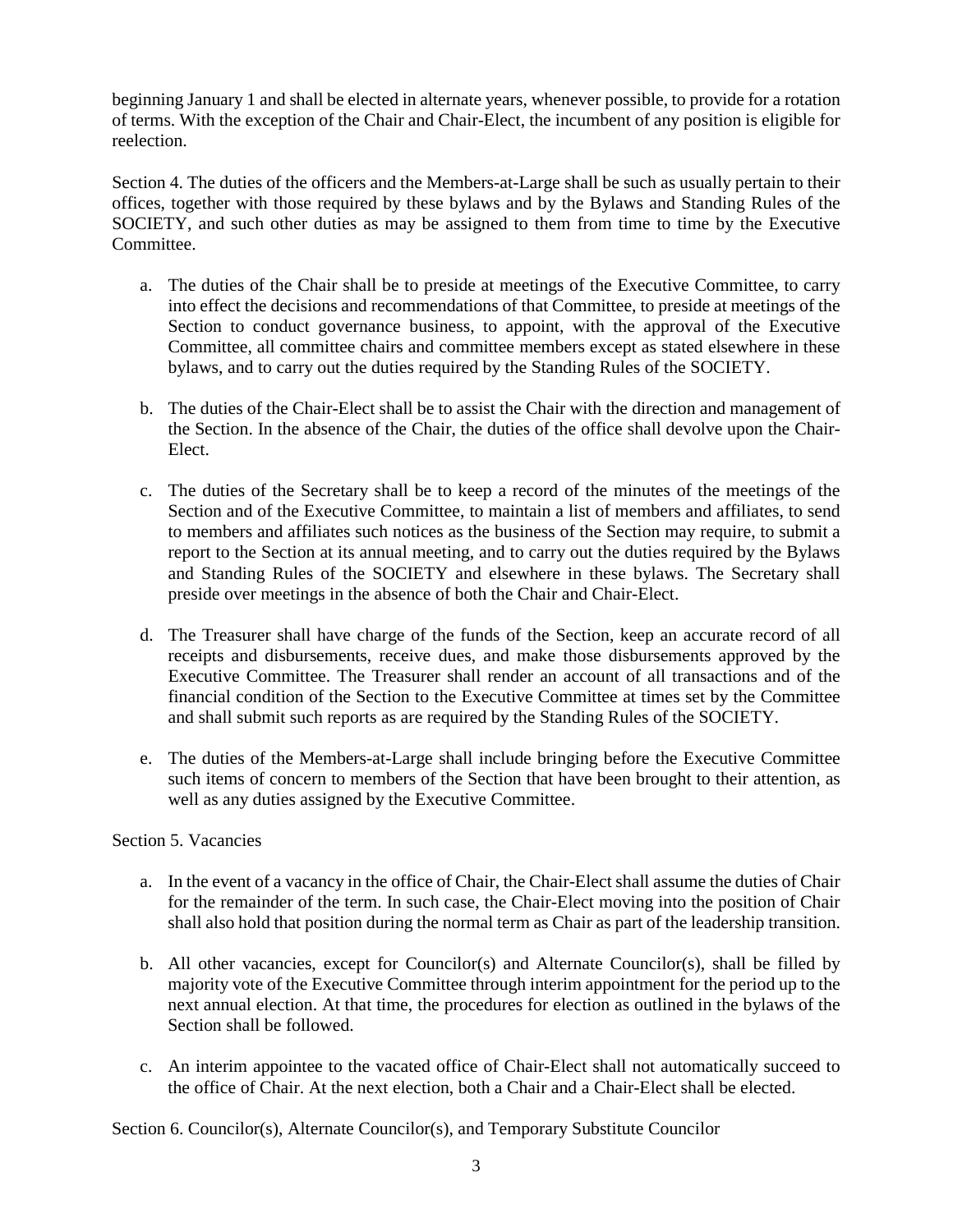beginning January 1 and shall be elected in alternate years, whenever possible, to provide for a rotation of terms. With the exception of the Chair and Chair-Elect, the incumbent of any position is eligible for reelection.

Section 4. The duties of the officers and the Members-at-Large shall be such as usually pertain to their offices, together with those required by these bylaws and by the Bylaws and Standing Rules of the SOCIETY, and such other duties as may be assigned to them from time to time by the Executive Committee.

a. The duties of the Chair shall be to preside at meetings of the Executive Committee, to carry into effect the decisions and recommendations of that Committee, to preside at meetings of the Section to conduct governance business, to appoint, with the approval of the Executive Committee, all committee chairs and committee members except as stated elsewhere in these bylaws, and to carry out the duties required by the Standing Rules of the SOCIETY.

b. The duties of the Chair-Elect shall be to assist the Chair with the direction and management of the Section. In the absence of the Chair, the duties of the office shall devolve upon the Chair-Elect.

c. The duties of the Secretary shall be to keep a record of the minutes of the meetings of the Section and of the Executive Committee, to maintain a list of members and affiliates, to send to members and affiliates such notices as the business of the Section may require, to submit a report to the Section at its annual meeting, and to carry out the duties required by the Bylaws and Standing Rules of the SOCIETY and elsewhere in these bylaws. The Secretary shall preside over meetings in the absence of both the Chair and Chair-Elect.

d. The Treasurer shall have charge of the funds of the Section, keep an accurate record of all receipts and disbursements, receive dues, and make those disbursements approved by the Executive Committee. The Treasurer shall render an account of all transactions and of the financial condition of the Section to the Executive Committee at times set by the Committee and shall submit such reports as are required by the Standing Rules of the SOCIETY.

e. The duties of the Members-at-Large shall include bringing before the Executive Committee such items of concern to members of the Section that have been brought to their attention, as well as any duties assigned by the Executive Committee.

Section 5. Vacancies

a. In the event of a vacancy in the office of Chair, the Chair-Elect shall assume the duties of Chair for the remainder of the term. In such case, the Chair-Elect moving into the position of Chair shall also hold that position during the normal term as Chair as part of the leadership transition.

b. All other vacancies, except for Councilor(s) and Alternate Councilor(s), shall be filled by majority vote of the Executive Committee through interim appointment for the period up to the next annual election. At that time, the procedures for election as outlined in the bylaws of the Section shall be followed.

c. An interim appointee to the vacated office of Chair-Elect shall not automatically succeed to the office of Chair. At the next election, both a Chair and a Chair-Elect shall be elected.

Section 6. Councilor(s), Alternate Councilor(s), and Temporary Substitute Councilor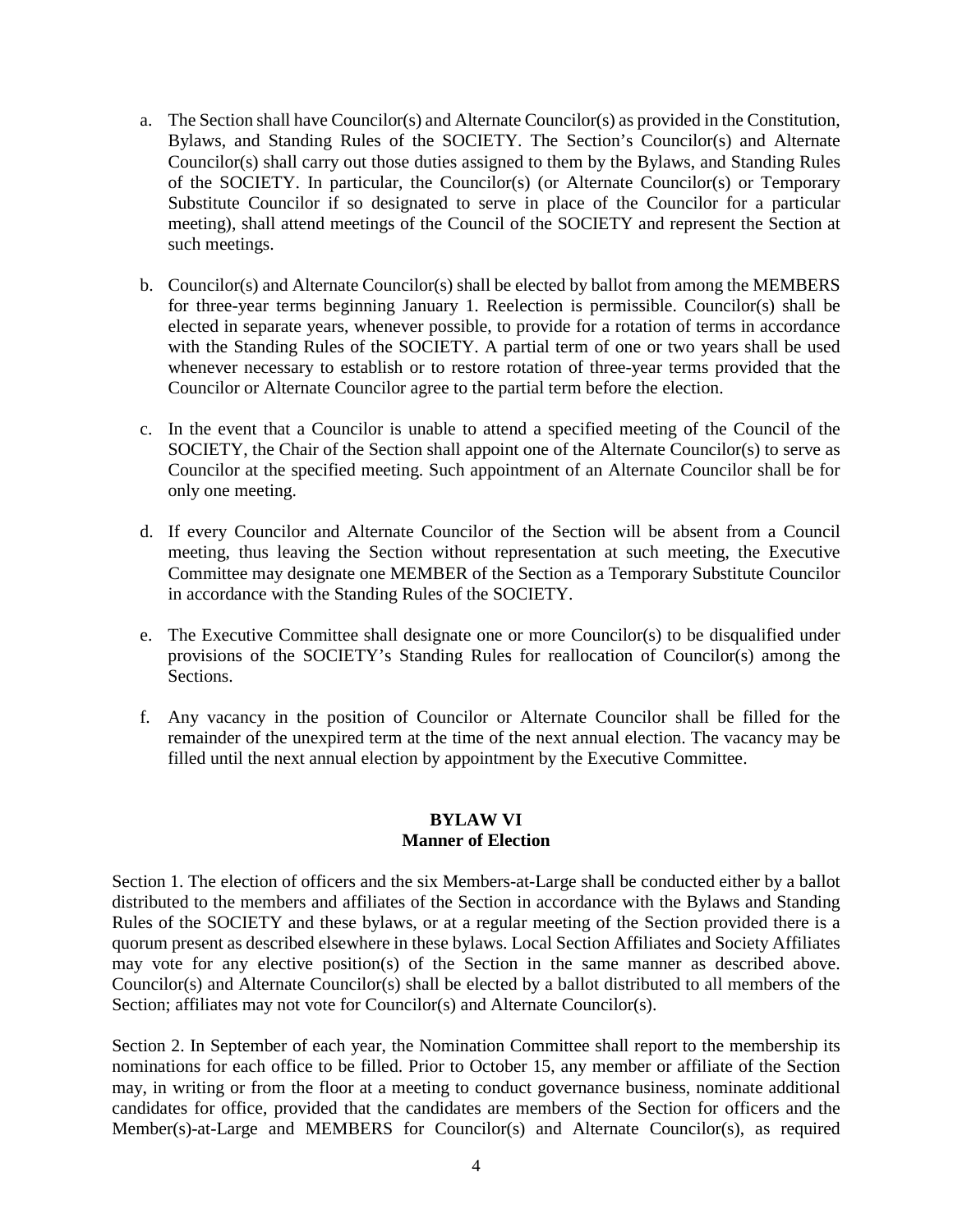a. The Section shall have Councilor(s) and Alternate Councilor(s) as provided in the Constitution, Bylaws, and Standing Rules of the SOCIETY. The Section's Councilor(s) and Alternate Councilor(s) shall carry out those duties assigned to them by the Bylaws, and Standing Rules of the SOCIETY. In particular, the Councilor(s) (or Alternate Councilor(s) or Temporary Substitute Councilor if so designated to serve in place of the Councilor for a particular meeting), shall attend meetings of the Council of the SOCIETY and represent the Section at such meetings.

b. Councilor(s) and Alternate Councilor(s) shall be elected by ballot from among the MEMBERS for three-year terms beginning January 1. Reelection is permissible. Councilor(s) shall be elected in separate years, whenever possible, to provide for a rotation of terms in accordance with the Standing Rules of the SOCIETY. A partial term of one or two years shall be used whenever necessary to establish or to restore rotation of three-year terms provided that the Councilor or Alternate Councilor agree to the partial term before the election.

c. In the event that a Councilor is unable to attend a specified meeting of the Council of the SOCIETY, the Chair of the Section shall appoint one of the Alternate Councilor(s) to serve as Councilor at the specified meeting. Such appointment of an Alternate Councilor shall be for only one meeting.

d. If every Councilor and Alternate Councilor of the Section will be absent from a Council meeting, thus leaving the Section without representation at such meeting, the Executive Committee may designate one MEMBER of the Section as a Temporary Substitute Councilor in accordance with the Standing Rules of the SOCIETY.

e. The Executive Committee shall designate one or more Councilor(s) to be disqualified under provisions of the SOCIETY's Standing Rules for reallocation of Councilor(s) among the Sections.

f. Any vacancy in the position of Councilor or Alternate Councilor shall be filled for the remainder of the unexpired term at the time of the next annual election. The vacancy may be filled until the next annual election by appointment by the Executive Committee.

## BYLAW VI
## Manner of Election

Section 1. The election of officers and the six Members-at-Large shall be conducted either by a ballot distributed to the members and affiliates of the Section in accordance with the Bylaws and Standing Rules of the SOCIETY and these bylaws, or at a regular meeting of the Section provided there is a quorum present as described elsewhere in these bylaws. Local Section Affiliates and Society Affiliates may vote for any elective position(s) of the Section in the same manner as described above. Councilor(s) and Alternate Councilor(s) shall be elected by a ballot distributed to all members of the Section; affiliates may not vote for Councilor(s) and Alternate Councilor(s).

Section 2. In September of each year, the Nomination Committee shall report to the membership its nominations for each office to be filled. Prior to October 15, any member or affiliate of the Section may, in writing or from the floor at a meeting to conduct governance business, nominate additional candidates for office, provided that the candidates are members of the Section for officers and the Member(s)-at-Large and MEMBERS for Councilor(s) and Alternate Councilor(s), as required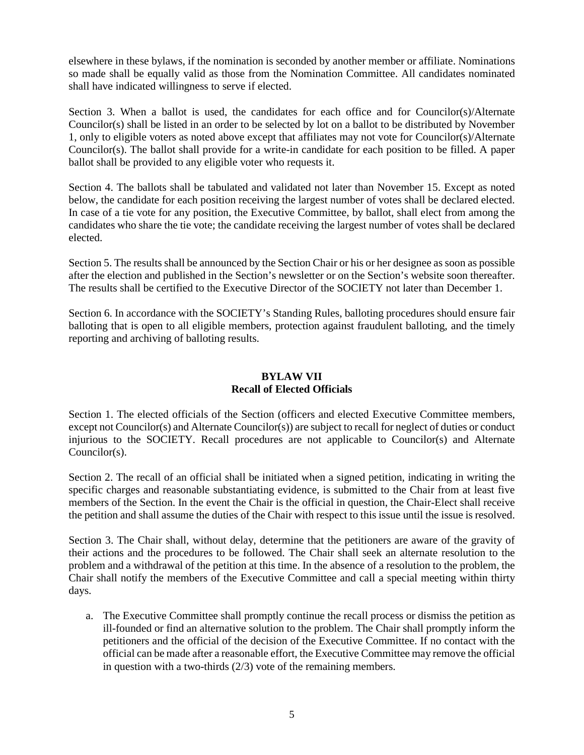elsewhere in these bylaws, if the nomination is seconded by another member or affiliate. Nominations so made shall be equally valid as those from the Nomination Committee. All candidates nominated shall have indicated willingness to serve if elected.

Section 3. When a ballot is used, the candidates for each office and for Councilor(s)/Alternate Councilor(s) shall be listed in an order to be selected by lot on a ballot to be distributed by November 1, only to eligible voters as noted above except that affiliates may not vote for Councilor(s)/Alternate Councilor(s). The ballot shall provide for a write-in candidate for each position to be filled. A paper ballot shall be provided to any eligible voter who requests it.

Section 4. The ballots shall be tabulated and validated not later than November 15. Except as noted below, the candidate for each position receiving the largest number of votes shall be declared elected. In case of a tie vote for any position, the Executive Committee, by ballot, shall elect from among the candidates who share the tie vote; the candidate receiving the largest number of votes shall be declared elected.

Section 5. The results shall be announced by the Section Chair or his or her designee as soon as possible after the election and published in the Section's newsletter or on the Section's website soon thereafter. The results shall be certified to the Executive Director of the SOCIETY not later than December 1.

Section 6. In accordance with the SOCIETY's Standing Rules, balloting procedures should ensure fair balloting that is open to all eligible members, protection against fraudulent balloting, and the timely reporting and archiving of balloting results.

## BYLAW VII
## Recall of Elected Officials

Section 1. The elected officials of the Section (officers and elected Executive Committee members, except not Councilor(s) and Alternate Councilor(s)) are subject to recall for neglect of duties or conduct injurious to the SOCIETY. Recall procedures are not applicable to Councilor(s) and Alternate Councilor(s).

Section 2. The recall of an official shall be initiated when a signed petition, indicating in writing the specific charges and reasonable substantiating evidence, is submitted to the Chair from at least five members of the Section. In the event the Chair is the official in question, the Chair-Elect shall receive the petition and shall assume the duties of the Chair with respect to this issue until the issue is resolved.

Section 3. The Chair shall, without delay, determine that the petitioners are aware of the gravity of their actions and the procedures to be followed. The Chair shall seek an alternate resolution to the problem and a withdrawal of the petition at this time. In the absence of a resolution to the problem, the Chair shall notify the members of the Executive Committee and call a special meeting within thirty days.

a. The Executive Committee shall promptly continue the recall process or dismiss the petition as ill-founded or find an alternative solution to the problem. The Chair shall promptly inform the petitioners and the official of the decision of the Executive Committee. If no contact with the official can be made after a reasonable effort, the Executive Committee may remove the official in question with a two-thirds (2/3) vote of the remaining members.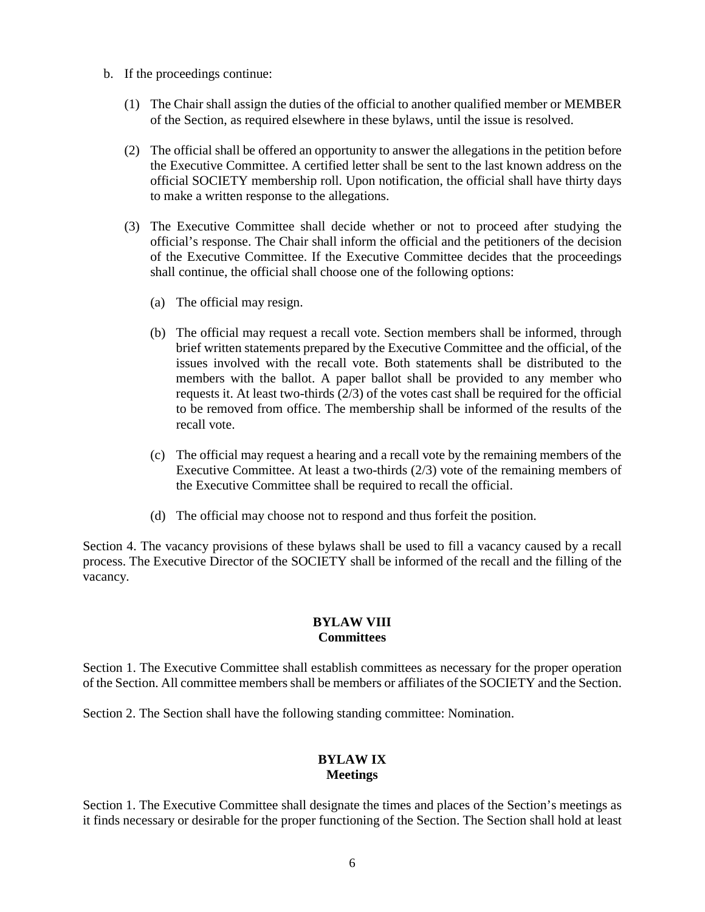b. If the proceedings continue:

   (1) The Chair shall assign the duties of the official to another qualified member or MEMBER of the Section, as required elsewhere in these bylaws, until the issue is resolved.

   (2) The official shall be offered an opportunity to answer the allegations in the petition before the Executive Committee. A certified letter shall be sent to the last known address on the official SOCIETY membership roll. Upon notification, the official shall have thirty days to make a written response to the allegations.

   (3) The Executive Committee shall decide whether or not to proceed after studying the official's response. The Chair shall inform the official and the petitioners of the decision of the Executive Committee. If the Executive Committee decides that the proceedings shall continue, the official shall choose one of the following options:

      (a) The official may resign.

      (b) The official may request a recall vote. Section members shall be informed, through brief written statements prepared by the Executive Committee and the official, of the issues involved with the recall vote. Both statements shall be distributed to the members with the ballot. A paper ballot shall be provided to any member who requests it. At least two-thirds (2/3) of the votes cast shall be required for the official to be removed from office. The membership shall be informed of the results of the recall vote.

      (c) The official may request a hearing and a recall vote by the remaining members of the Executive Committee. At least a two-thirds (2/3) vote of the remaining members of the Executive Committee shall be required to recall the official.

      (d) The official may choose not to respond and thus forfeit the position.

Section 4. The vacancy provisions of these bylaws shall be used to fill a vacancy caused by a recall process. The Executive Director of the SOCIETY shall be informed of the recall and the filling of the vacancy.

## BYLAW VIII
## Committees

Section 1. The Executive Committee shall establish committees as necessary for the proper operation of the Section. All committee members shall be members or affiliates of the SOCIETY and the Section.

Section 2. The Section shall have the following standing committee: Nomination.

## BYLAW IX
## Meetings

Section 1. The Executive Committee shall designate the times and places of the Section's meetings as it finds necessary or desirable for the proper functioning of the Section. The Section shall hold at least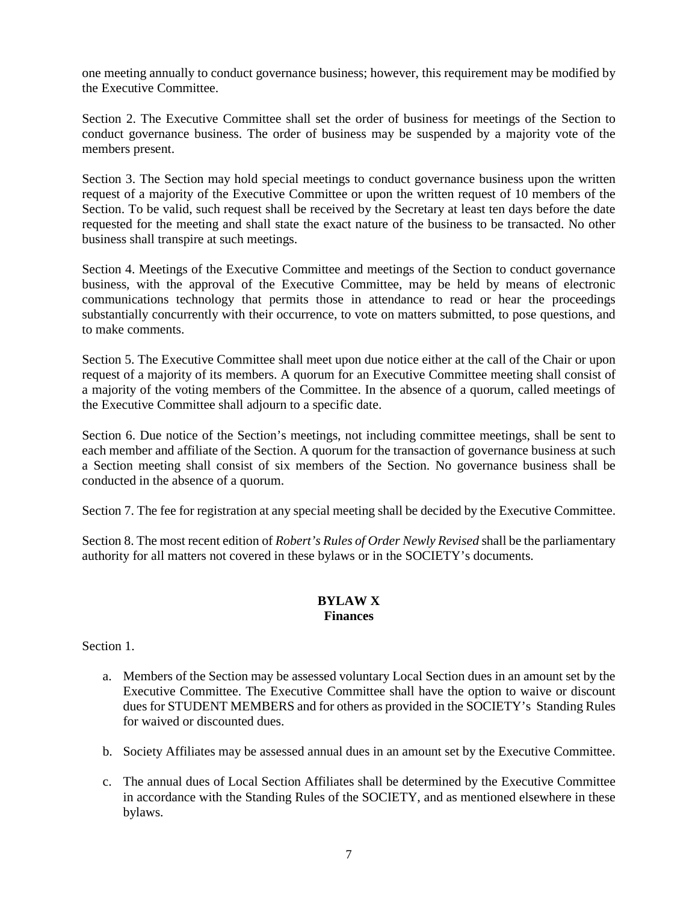one meeting annually to conduct governance business; however, this requirement may be modified by the Executive Committee.

Section 2. The Executive Committee shall set the order of business for meetings of the Section to conduct governance business. The order of business may be suspended by a majority vote of the members present.

Section 3. The Section may hold special meetings to conduct governance business upon the written request of a majority of the Executive Committee or upon the written request of 10 members of the Section. To be valid, such request shall be received by the Secretary at least ten days before the date requested for the meeting and shall state the exact nature of the business to be transacted. No other business shall transpire at such meetings.

Section 4. Meetings of the Executive Committee and meetings of the Section to conduct governance business, with the approval of the Executive Committee, may be held by means of electronic communications technology that permits those in attendance to read or hear the proceedings substantially concurrently with their occurrence, to vote on matters submitted, to pose questions, and to make comments.

Section 5. The Executive Committee shall meet upon due notice either at the call of the Chair or upon request of a majority of its members. A quorum for an Executive Committee meeting shall consist of a majority of the voting members of the Committee. In the absence of a quorum, called meetings of the Executive Committee shall adjourn to a specific date.

Section 6. Due notice of the Section's meetings, not including committee meetings, shall be sent to each member and affiliate of the Section. A quorum for the transaction of governance business at such a Section meeting shall consist of six members of the Section. No governance business shall be conducted in the absence of a quorum.

Section 7. The fee for registration at any special meeting shall be decided by the Executive Committee.

Section 8. The most recent edition of *Robert's Rules of Order Newly Revised* shall be the parliamentary authority for all matters not covered in these bylaws or in the SOCIETY's documents.

## BYLAW X
## Finances

Section 1.

a. Members of the Section may be assessed voluntary Local Section dues in an amount set by the Executive Committee. The Executive Committee shall have the option to waive or discount dues for STUDENT MEMBERS and for others as provided in the SOCIETY's Standing Rules for waived or discounted dues.

b. Society Affiliates may be assessed annual dues in an amount set by the Executive Committee.

c. The annual dues of Local Section Affiliates shall be determined by the Executive Committee in accordance with the Standing Rules of the SOCIETY, and as mentioned elsewhere in these bylaws.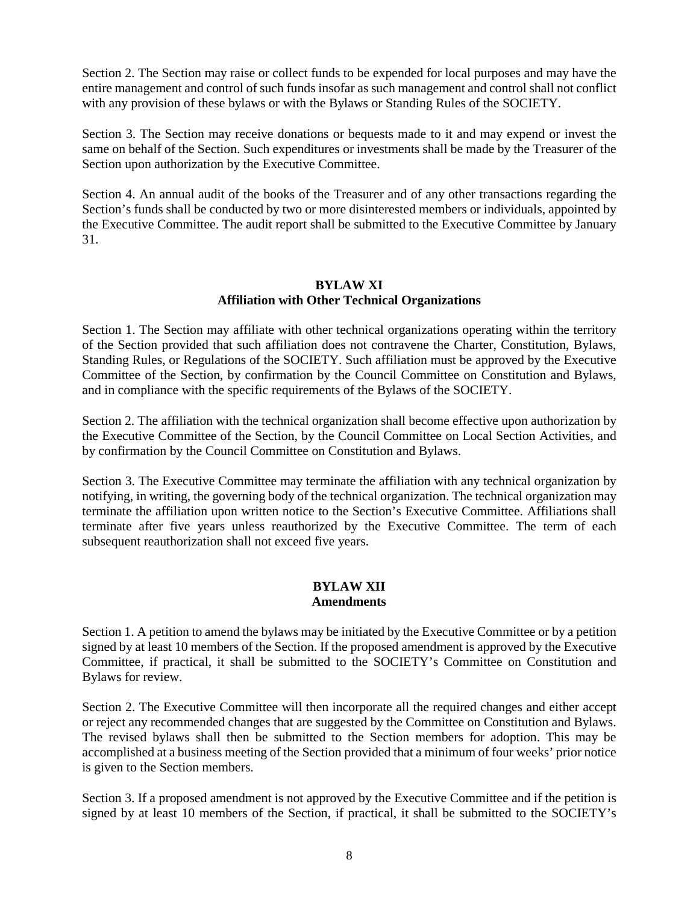Section 2. The Section may raise or collect funds to be expended for local purposes and may have the entire management and control of such funds insofar as such management and control shall not conflict with any provision of these bylaws or with the Bylaws or Standing Rules of the SOCIETY.

Section 3. The Section may receive donations or bequests made to it and may expend or invest the same on behalf of the Section. Such expenditures or investments shall be made by the Treasurer of the Section upon authorization by the Executive Committee.

Section 4. An annual audit of the books of the Treasurer and of any other transactions regarding the Section's funds shall be conducted by two or more disinterested members or individuals, appointed by the Executive Committee. The audit report shall be submitted to the Executive Committee by January 31.

## BYLAW XI
## Affiliation with Other Technical Organizations

Section 1. The Section may affiliate with other technical organizations operating within the territory of the Section provided that such affiliation does not contravene the Charter, Constitution, Bylaws, Standing Rules, or Regulations of the SOCIETY. Such affiliation must be approved by the Executive Committee of the Section, by confirmation by the Council Committee on Constitution and Bylaws, and in compliance with the specific requirements of the Bylaws of the SOCIETY.

Section 2. The affiliation with the technical organization shall become effective upon authorization by the Executive Committee of the Section, by the Council Committee on Local Section Activities, and by confirmation by the Council Committee on Constitution and Bylaws.

Section 3. The Executive Committee may terminate the affiliation with any technical organization by notifying, in writing, the governing body of the technical organization. The technical organization may terminate the affiliation upon written notice to the Section's Executive Committee. Affiliations shall terminate after five years unless reauthorized by the Executive Committee. The term of each subsequent reauthorization shall not exceed five years.

## BYLAW XII
## Amendments

Section 1. A petition to amend the bylaws may be initiated by the Executive Committee or by a petition signed by at least 10 members of the Section. If the proposed amendment is approved by the Executive Committee, if practical, it shall be submitted to the SOCIETY's Committee on Constitution and Bylaws for review.

Section 2. The Executive Committee will then incorporate all the required changes and either accept or reject any recommended changes that are suggested by the Committee on Constitution and Bylaws. The revised bylaws shall then be submitted to the Section members for adoption. This may be accomplished at a business meeting of the Section provided that a minimum of four weeks' prior notice is given to the Section members.

Section 3. If a proposed amendment is not approved by the Executive Committee and if the petition is signed by at least 10 members of the Section, if practical, it shall be submitted to the SOCIETY's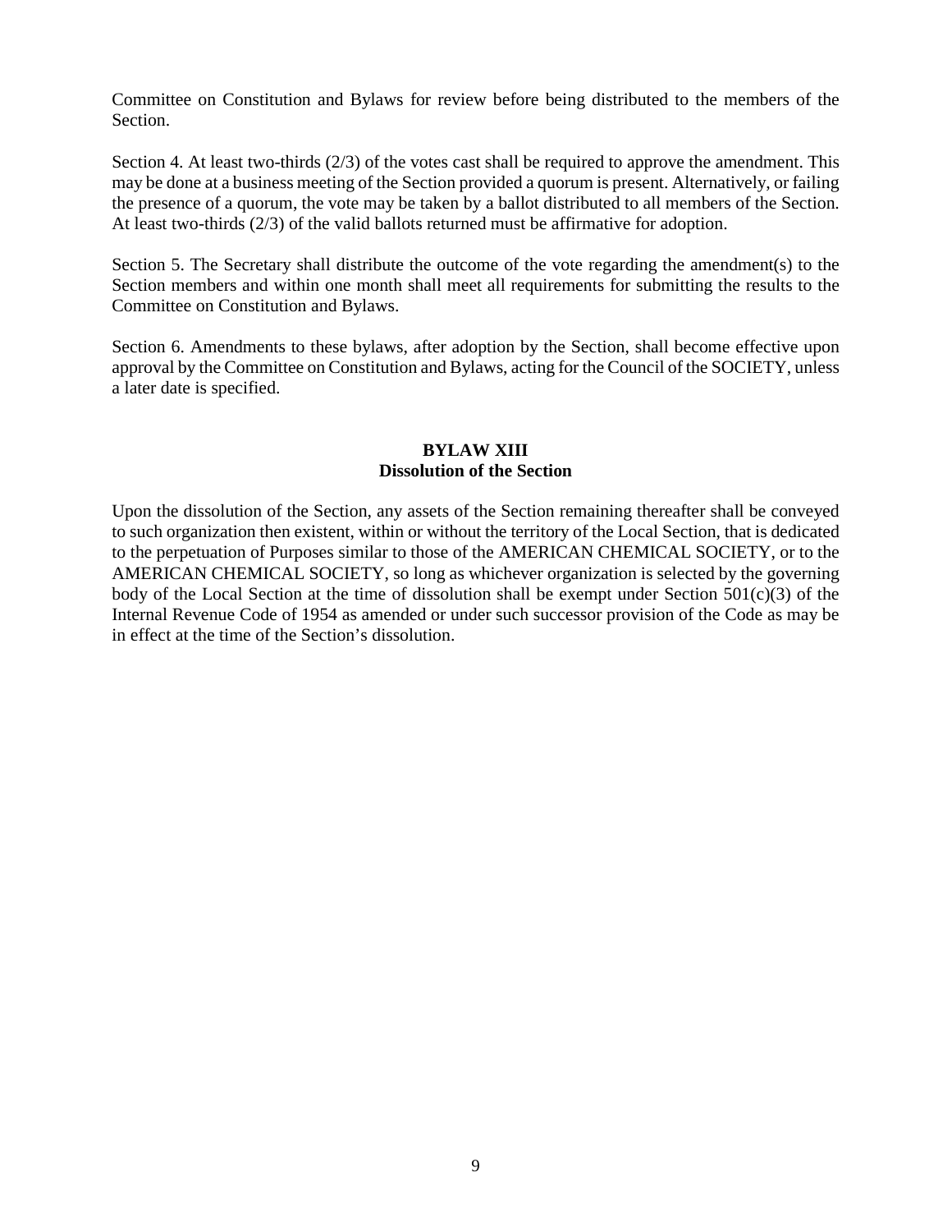Committee on Constitution and Bylaws for review before being distributed to the members of the Section.

Section 4. At least two-thirds (2/3) of the votes cast shall be required to approve the amendment. This may be done at a business meeting of the Section provided a quorum is present. Alternatively, or failing the presence of a quorum, the vote may be taken by a ballot distributed to all members of the Section. At least two-thirds (2/3) of the valid ballots returned must be affirmative for adoption.

Section 5. The Secretary shall distribute the outcome of the vote regarding the amendment(s) to the Section members and within one month shall meet all requirements for submitting the results to the Committee on Constitution and Bylaws.

Section 6. Amendments to these bylaws, after adoption by the Section, shall become effective upon approval by the Committee on Constitution and Bylaws, acting for the Council of the SOCIETY, unless a later date is specified.

## BYLAW XIII
## Dissolution of the Section

Upon the dissolution of the Section, any assets of the Section remaining thereafter shall be conveyed to such organization then existent, within or without the territory of the Local Section, that is dedicated to the perpetuation of Purposes similar to those of the AMERICAN CHEMICAL SOCIETY, or to the AMERICAN CHEMICAL SOCIETY, so long as whichever organization is selected by the governing body of the Local Section at the time of dissolution shall be exempt under Section 501(c)(3) of the Internal Revenue Code of 1954 as amended or under such successor provision of the Code as may be in effect at the time of the Section's dissolution.